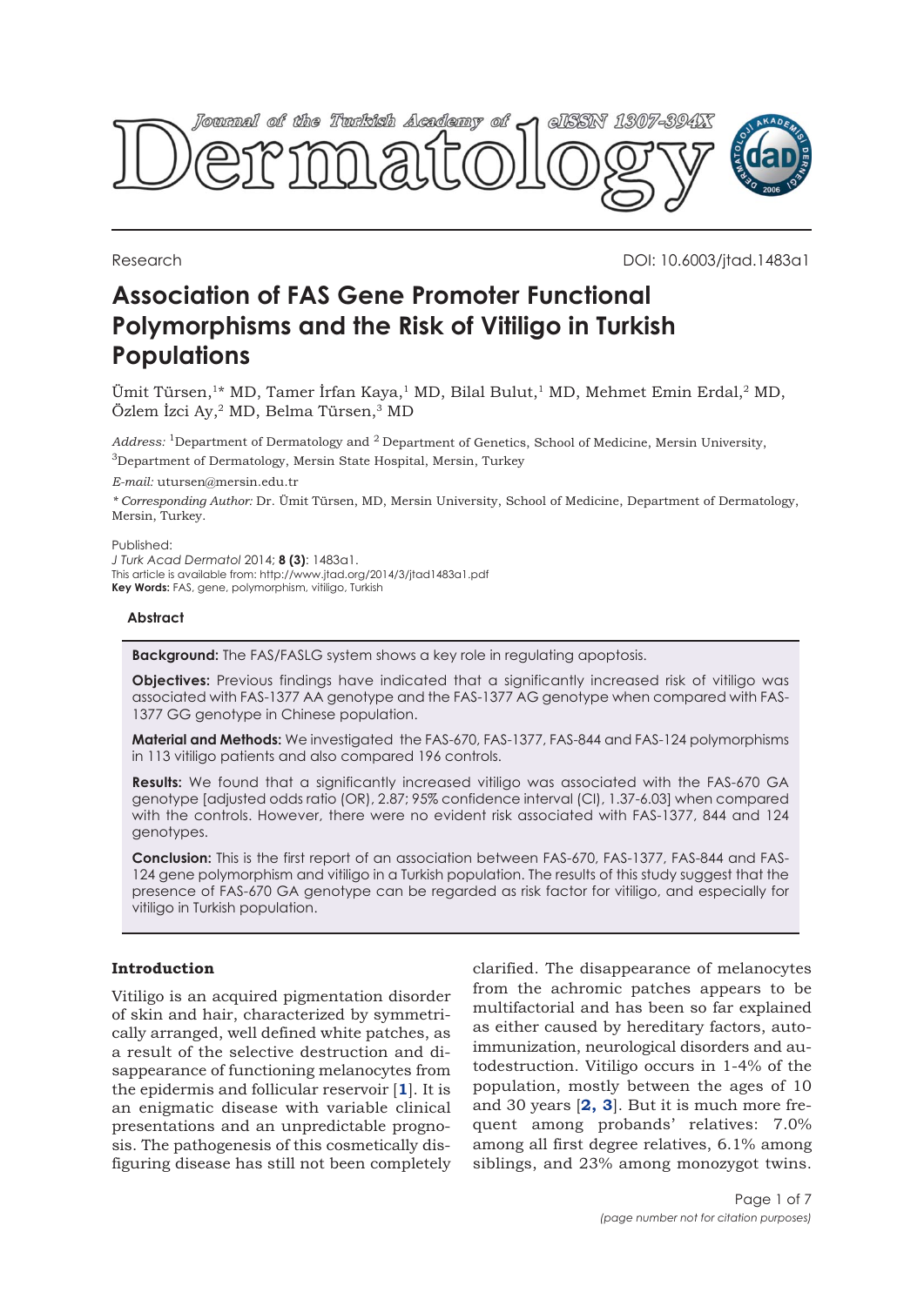Research

DOI: 10.6003/jtad.1483a1

# Association of FAS Gene Promoter Functional Polymorphisms and the Risk of Vitiligo in Turkish Populations

Ümit Türsen,[1]* MD, Tamer İrfan Kaya,[1] MD, Bilal Bulut,[1] MD, Mehmet Emin Erdal,[2] MD, Özlem İzci Ay,[2] MD, Belma Türsen,[3] MD

*Address:* [1]Department of Dermatology and [2] Department of Genetics, School of Medicine, Mersin University, [3]Department of Dermatology, Mersin State Hospital, Mersin, Turkey

*E-mail:* utursen@mersin.edu.tr

*\* Corresponding Author:* Dr. Ümit Türsen, MD, Mersin University, School of Medicine, Department of Dermatology, Mersin, Turkey.

Published:
*J Turk Acad Dermatol* 2014; **8 (3)**: 1483a1.
This article is available from: http://www.jtad.org/2014/3/jtad1483a1.pdf
**Key Words:** FAS, gene, polymorphism, vitiligo, Turkish

### Abstract

**Background:** The FAS/FASLG system shows a key role in regulating apoptosis.

**Objectives:** Previous findings have indicated that a significantly increased risk of vitiligo was associated with FAS-1377 AA genotype and the FAS-1377 AG genotype when compared with FAS-1377 GG genotype in Chinese population.

**Material and Methods:** We investigated the FAS-670, FAS-1377, FAS-844 and FAS-124 polymorphisms in 113 vitiligo patients and also compared 196 controls.

**Results:** We found that a significantly increased vitiligo was associated with the FAS-670 GA genotype [adjusted odds ratio (OR), 2.87; 95% confidence interval (CI), 1.37-6.03] when compared with the controls. However, there were no evident risk associated with FAS-1377, 844 and 124 genotypes.

**Conclusion:** This is the first report of an association between FAS-670, FAS-1377, FAS-844 and FAS-124 gene polymorphism and vitiligo in a Turkish population. The results of this study suggest that the presence of FAS-670 GA genotype can be regarded as risk factor for vitiligo, and especially for vitiligo in Turkish population.

## Introduction

Vitiligo is an acquired pigmentation disorder of skin and hair, characterized by symmetrically arranged, well defined white patches, as a result of the selective destruction and disappearance of functioning melanocytes from the epidermis and follicular reservoir [1]. It is an enigmatic disease with variable clinical presentations and an unpredictable prognosis. The pathogenesis of this cosmetically disfiguring disease has still not been completely clarified. The disappearance of melanocytes from the achromic patches appears to be multifactorial and has been so far explained as either caused by hereditary factors, autoimmunization, neurological disorders and autodestruction. Vitiligo occurs in 1-4% of the population, mostly between the ages of 10 and 30 years [2, 3]. But it is much more frequent among probands' relatives: 7.0% among all first degree relatives, 6.1% among siblings, and 23% among monozygot twins.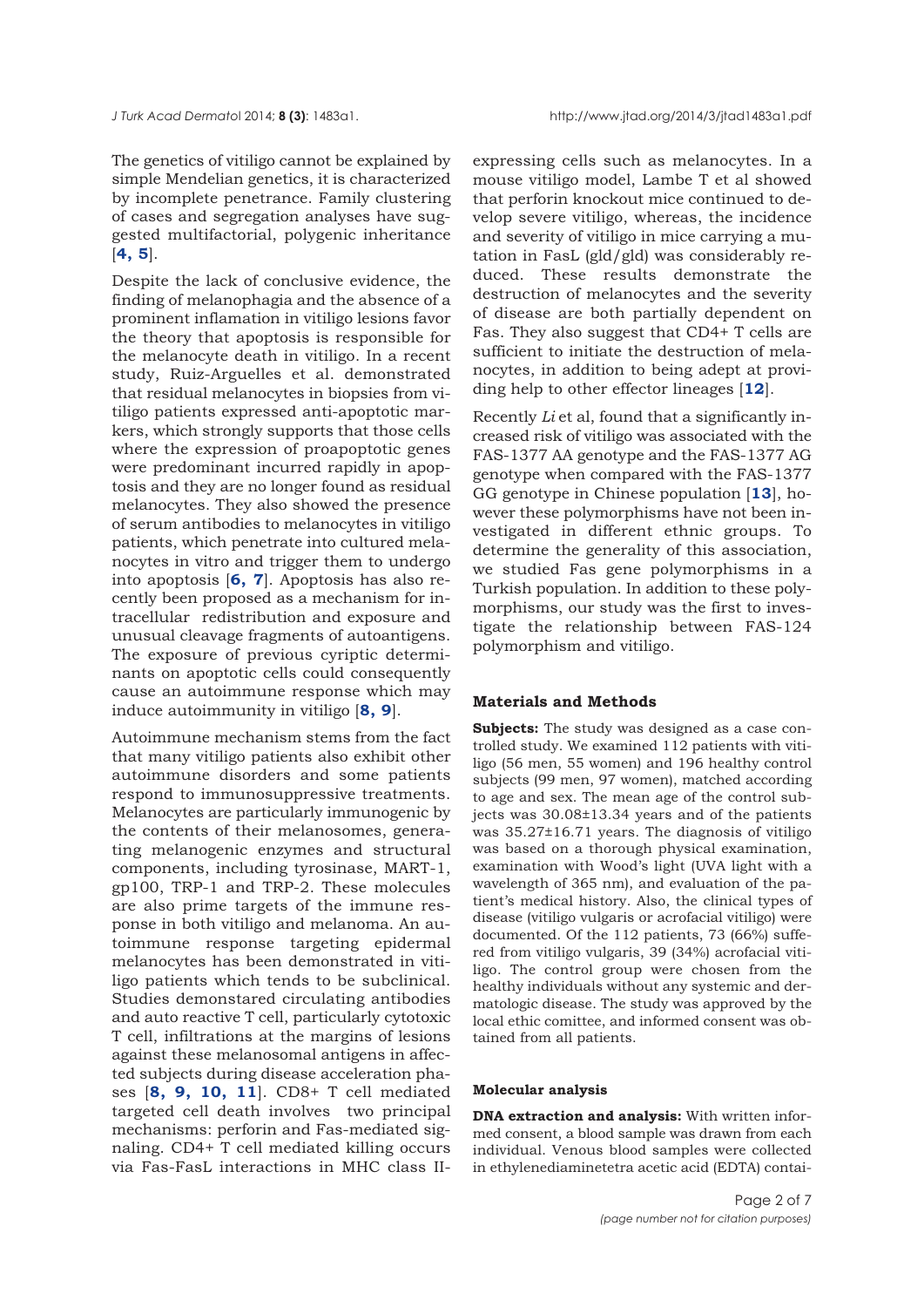The genetics of vitiligo cannot be explained by simple Mendelian genetics, it is characterized by incomplete penetrance. Family clustering of cases and segregation analyses have suggested multifactorial, polygenic inheritance [**4, 5**].

Despite the lack of conclusive evidence, the finding of melanophagia and the absence of a prominent inflamation in vitiligo lesions favor the theory that apoptosis is responsible for the melanocyte death in vitiligo. In a recent study, Ruiz-Arguelles et al. demonstrated that residual melanocytes in biopsies from vitiligo patients expressed anti-apoptotic markers, which strongly supports that those cells where the expression of proapoptotic genes were predominant incurred rapidly in apoptosis and they are no longer found as residual melanocytes. They also showed the presence of serum antibodies to melanocytes in vitiligo patients, which penetrate into cultured melanocytes in vitro and trigger them to undergo into apoptosis [**6, 7**]. Apoptosis has also recently been proposed as a mechanism for intracellular redistribution and exposure and unusual cleavage fragments of autoantigens. The exposure of previous cyriptic determinants on apoptotic cells could consequently cause an autoimmune response which may induce autoimmunity in vitiligo [**8, 9**].

Autoimmune mechanism stems from the fact that many vitiligo patients also exhibit other autoimmune disorders and some patients respond to immunosuppressive treatments. Melanocytes are particularly immunogenic by the contents of their melanosomes, generating melanogenic enzymes and structural components, including tyrosinase, MART-1, gp100, TRP-1 and TRP-2. These molecules are also prime targets of the immune response in both vitiligo and melanoma. An autoimmune response targeting epidermal melanocytes has been demonstrated in vitiligo patients which tends to be subclinical. Studies demonstared circulating antibodies and auto reactive T cell, particularly cytotoxic T cell, infiltrations at the margins of lesions against these melanosomal antigens in affected subjects during disease acceleration phases [**8, 9, 10, 11**]. CD8+ T cell mediated targeted cell death involves two principal mechanisms: perforin and Fas-mediated signaling. CD4+ T cell mediated killing occurs via Fas-FasL interactions in MHC class II-expressing cells such as melanocytes. In a mouse vitiligo model, Lambe T et al showed that perforin knockout mice continued to develop severe vitiligo, whereas, the incidence and severity of vitiligo in mice carrying a mutation in FasL (gld/gld) was considerably reduced. These results demonstrate the destruction of melanocytes and the severity of disease are both partially dependent on Fas. They also suggest that CD4+ T cells are sufficient to initiate the destruction of melanocytes, in addition to being adept at providing help to other effector lineages [**12**].

Recently *Li* et al, found that a significantly increased risk of vitiligo was associated with the FAS-1377 AA genotype and the FAS-1377 AG genotype when compared with the FAS-1377 GG genotype in Chinese population [**13**], however these polymorphisms have not been investigated in different ethnic groups. To determine the generality of this association, we studied Fas gene polymorphisms in a Turkish population. In addition to these polymorphisms, our study was the first to investigate the relationship between FAS-124 polymorphism and vitiligo.

## Materials and Methods

**Subjects:** The study was designed as a case controlled study. We examined 112 patients with vitiligo (56 men, 55 women) and 196 healthy control subjects (99 men, 97 women), matched according to age and sex. The mean age of the control subjects was 30.08±13.34 years and of the patients was 35.27±16.71 years. The diagnosis of vitiligo was based on a thorough physical examination, examination with Wood's light (UVA light with a wavelength of 365 nm), and evaluation of the patient's medical history. Also, the clinical types of disease (vitiligo vulgaris or acrofacial vitiligo) were documented. Of the 112 patients, 73 (66%) suffered from vitiligo vulgaris, 39 (34%) acrofacial vitiligo. The control group were chosen from the healthy individuals without any systemic and dermatologic disease. The study was approved by the local ethic comittee, and informed consent was obtained from all patients.

### Molecular analysis

**DNA extraction and analysis:** With written informed consent, a blood sample was drawn from each individual. Venous blood samples were collected in ethylenediaminetetra acetic acid (EDTA) contai-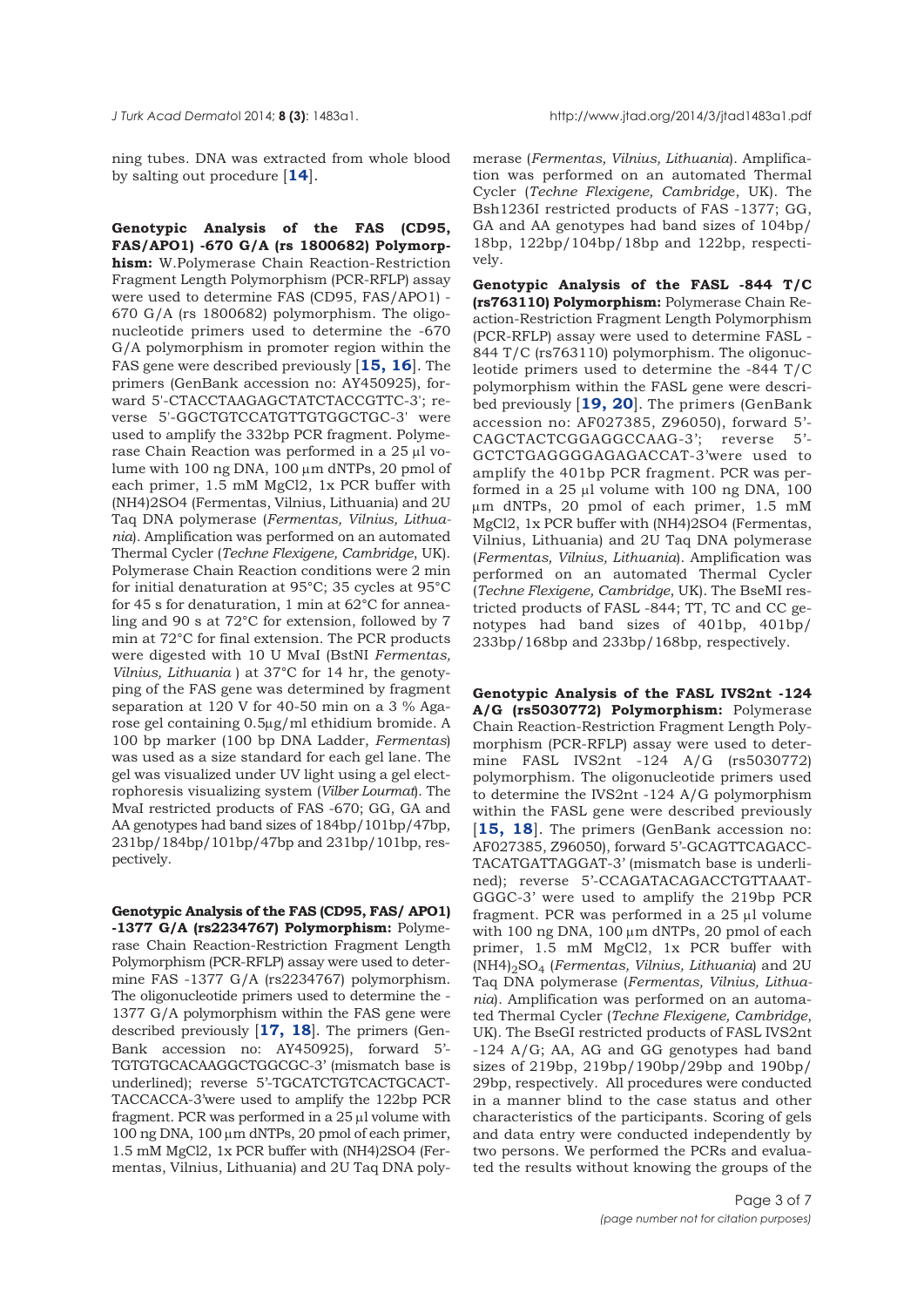ning tubes. DNA was extracted from whole blood by salting out procedure [**14**].

**Genotypic Analysis of the FAS (CD95, FAS/APO1) -670 G/A (rs 1800682) Polymorphism:** W.Polymerase Chain Reaction-Restriction Fragment Length Polymorphism (PCR-RFLP) assay were used to determine FAS (CD95, FAS/APO1) -670 G/A (rs 1800682) polymorphism. The oligonucleotide primers used to determine the -670 G/A polymorphism in promoter region within the FAS gene were described previously [**15, 16**]. The primers (GenBank accession no: AY450925), forward 5'-CTACCTAAGAGCTATCTACCGTTC-3'; reverse 5'-GGCTGTCCATGTTGTGGCTGC-3' were used to amplify the 332bp PCR fragment. Polymerase Chain Reaction was performed in a 25 µl volume with 100 ng DNA, 100 µm dNTPs, 20 pmol of each primer, 1.5 mM MgCl2, 1x PCR buffer with (NH4)2SO4 (Fermentas, Vilnius, Lithuania) and 2U Taq DNA polymerase (*Fermentas, Vilnius, Lithuania*). Amplification was performed on an automated Thermal Cycler (*Techne Flexigene, Cambridge*, UK). Polymerase Chain Reaction conditions were 2 min for initial denaturation at 95°C; 35 cycles at 95°C for 45 s for denaturation, 1 min at 62°C for annealing and 90 s at 72°C for extension, followed by 7 min at 72°C for final extension. The PCR products were digested with 10 U MvaI (BstNI *Fermentas, Vilnius, Lithuania* ) at 37°C for 14 hr, the genotyping of the FAS gene was determined by fragment separation at 120 V for 40-50 min on a 3 % Agarose gel containing 0.5µg/ml ethidium bromide. A 100 bp marker (100 bp DNA Ladder, *Fermentas*) was used as a size standard for each gel lane. The gel was visualized under UV light using a gel electrophoresis visualizing system (*Vilber Lourmat*). The MvaI restricted products of FAS -670; GG, GA and AA genotypes had band sizes of 184bp/101bp/47bp, 231bp/184bp/101bp/47bp and 231bp/101bp, respectively.

**Genotypic Analysis of the FAS (CD95, FAS/ APO1) -1377 G/A (rs2234767) Polymorphism:** Polymerase Chain Reaction-Restriction Fragment Length Polymorphism (PCR-RFLP) assay were used to determine FAS -1377 G/A (rs2234767) polymorphism. The oligonucleotide primers used to determine the -1377 G/A polymorphism within the FAS gene were described previously [**17, 18**]. The primers (GenBank accession no: AY450925), forward 5'-TGTGTGCACAAGGCTGGCGC-3' (mismatch base is underlined); reverse 5'-TGCATCTGTCACTGCACTTACCACCA-3'were used to amplify the 122bp PCR fragment. PCR was performed in a 25 µl volume with 100 ng DNA, 100 µm dNTPs, 20 pmol of each primer, 1.5 mM MgCl2, 1x PCR buffer with (NH4)2SO4 (Fermentas, Vilnius, Lithuania) and 2U Taq DNA polymerase (*Fermentas, Vilnius, Lithuania*). Amplification was performed on an automated Thermal Cycler (*Techne Flexigene, Cambridge*, UK). The Bsh1236I restricted products of FAS -1377; GG, GA and AA genotypes had band sizes of 104bp/18bp, 122bp/104bp/18bp and 122bp, respectively.

**Genotypic Analysis of the FASL -844 T/C (rs763110) Polymorphism:** Polymerase Chain Reaction-Restriction Fragment Length Polymorphism (PCR-RFLP) assay were used to determine FASL -844 T/C (rs763110) polymorphism. The oligonucleotide primers used to determine the -844 T/C polymorphism within the FASL gene were described previously [**19, 20**]. The primers (GenBank accession no: AF027385, Z96050), forward 5'-CAGCTACTCGGAGGCCAAG-3'; reverse 5'-GCTCTGAGGGGAGAGACCAT-3'were used to amplify the 401bp PCR fragment. PCR was performed in a 25 µl volume with 100 ng DNA, 100 µm dNTPs, 20 pmol of each primer, 1.5 mM MgCl2, 1x PCR buffer with (NH4)2SO4 (Fermentas, Vilnius, Lithuania) and 2U Taq DNA polymerase (*Fermentas, Vilnius, Lithuania*). Amplification was performed on an automated Thermal Cycler (*Techne Flexigene, Cambridge*, UK). The BseMI restricted products of FASL -844; TT, TC and CC genotypes had band sizes of 401bp, 401bp/233bp/168bp and 233bp/168bp, respectively.

**Genotypic Analysis of the FASL IVS2nt -124 A/G (rs5030772) Polymorphism:** Polymerase Chain Reaction-Restriction Fragment Length Polymorphism (PCR-RFLP) assay were used to determine FASL IVS2nt -124 A/G (rs5030772) polymorphism. The oligonucleotide primers used to determine the IVS2nt -124 A/G polymorphism within the FASL gene were described previously [**15, 18**]. The primers (GenBank accession no: AF027385, Z96050), forward 5'-GCAGTTCAGACCTACATGATTAGGAT-3' (mismatch base is underlined); reverse 5'-CCAGATACAGACCTGTTAAATGGGC-3' were used to amplify the 219bp PCR fragment. PCR was performed in a 25 µl volume with 100 ng DNA, 100 µm dNTPs, 20 pmol of each primer, 1.5 mM MgCl2, 1x PCR buffer with $(NH_4)_2SO_4$ (*Fermentas, Vilnius, Lithuania*) and 2U Taq DNA polymerase (*Fermentas, Vilnius, Lithuania*). Amplification was performed on an automated Thermal Cycler (*Techne Flexigene, Cambridge*, UK). The BseGI restricted products of FASL IVS2nt -124 A/G; AA, AG and GG genotypes had band sizes of 219bp, 219bp/190bp/29bp and 190bp/29bp, respectively. All procedures were conducted in a manner blind to the case status and other characteristics of the participants. Scoring of gels and data entry were conducted independently by two persons. We performed the PCRs and evaluated the results without knowing the groups of the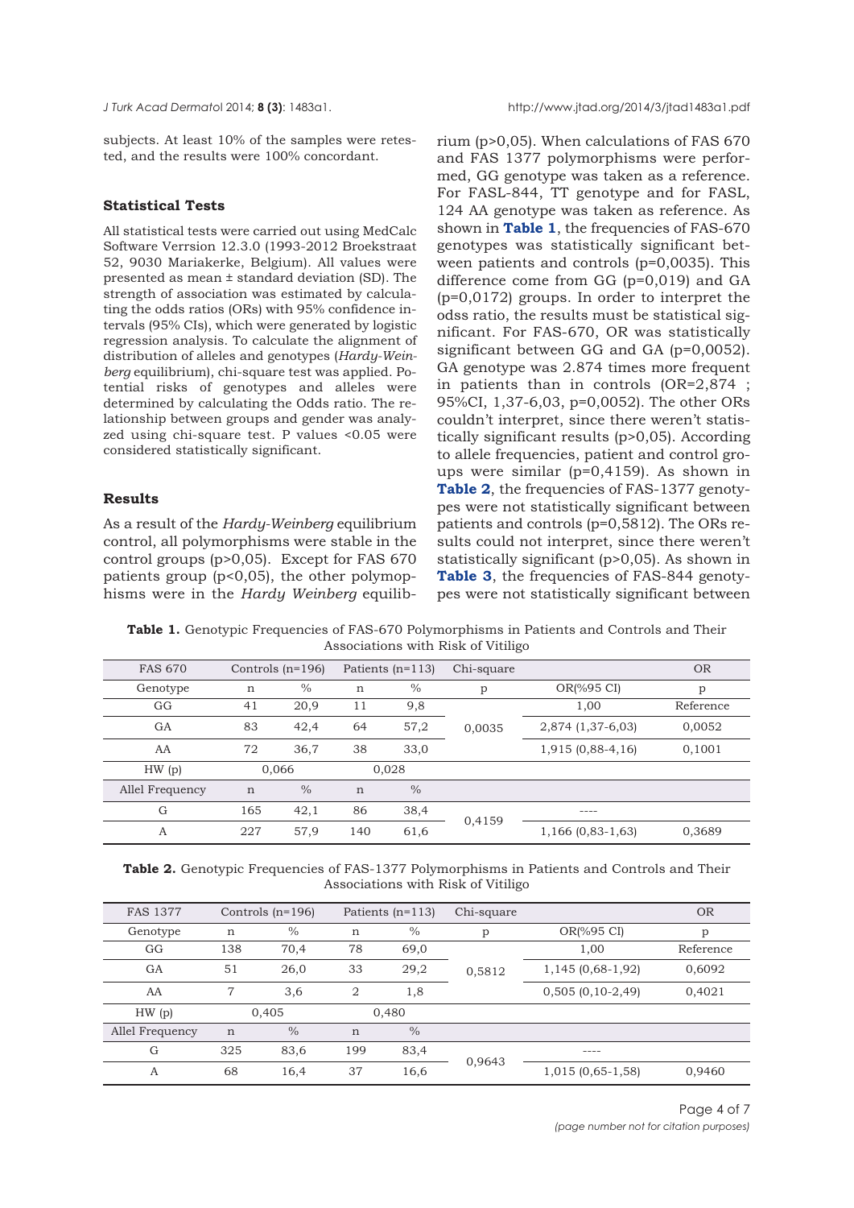subjects. At least 10% of the samples were retested, and the results were 100% concordant.

### Statistical Tests

All statistical tests were carried out using MedCalc Software Verrsion 12.3.0 (1993-2012 Broekstraat 52, 9030 Mariakerke, Belgium). All values were presented as mean ± standard deviation (SD). The strength of association was estimated by calculating the odds ratios (ORs) with 95% confidence intervals (95% CIs), which were generated by logistic regression analysis. To calculate the alignment of distribution of alleles and genotypes (*Hardy-Weinberg* equilibrium), chi-square test was applied. Potential risks of genotypes and alleles were determined by calculating the Odds ratio. The relationship between groups and gender was analyzed using chi-square test. P values <0.05 were considered statistically significant.

### Results

As a result of the *Hardy-Weinberg* equilibrium control, all polymorphisms were stable in the control groups (p>0,05). Except for FAS 670 patients group (p<0,05), the other polymophisms were in the *Hardy Weinberg* equilibrium (p>0,05). When calculations of FAS 670 and FAS 1377 polymorphisms were performed, GG genotype was taken as a reference. For FASL-844, TT genotype and for FASL, 124 AA genotype was taken as reference. As shown in **Table 1**, the frequencies of FAS-670 genotypes was statistically significant between patients and controls (p=0,0035). This difference come from GG (p=0,019) and GA (p=0,0172) groups. In order to interpret the odss ratio, the results must be statistical significant. For FAS-670, OR was statistically significant between GG and GA (p=0,0052). GA genotype was 2.874 times more frequent in patients than in controls (OR=2,874 ; 95%CI, 1,37-6,03, p=0,0052). The other ORs couldn't interpret, since there weren't statistically significant results (p>0,05). According to allele frequencies, patient and control groups were similar (p=0,4159). As shown in **Table 2**, the frequencies of FAS-1377 genotypes were not statistically significant between patients and controls (p=0,5812). The ORs results could not interpret, since there weren't statistically significant (p>0,05). As shown in **Table 3**, the frequencies of FAS-844 genotypes were not statistically significant between

**Table 1.** Genotypic Frequencies of FAS-670 Polymorphisms in Patients and Controls and Their Associations with Risk of Vitiligo

| FAS 670 | Controls (n=196) | | Patients (n=113) | | Chi-square | | OR |
|---|---|---|---|---|---|---|---|
| Genotype | n | % | n | % | p | OR(%95 CI) | p |
| GG | 41 | 20,9 | 11 | 9,8 | 0,0035 | 1,00 | Reference |
| GA | 83 | 42,4 | 64 | 57,2 | | 2,874 (1,37-6,03) | 0,0052 |
| AA | 72 | 36,7 | 38 | 33,0 | | 1,915 (0,88-4,16) | 0,1001 |
| HW (p) | 0,066 | | 0,028 | | | | |
| Allel Frequency | n | % | n | % | | | |
| G | 165 | 42,1 | 86 | 38,4 | 0,4159 | ---- | |
| A | 227 | 57,9 | 140 | 61,6 | | 1,166 (0,83-1,63) | 0,3689 |

**Table 2.** Genotypic Frequencies of FAS-1377 Polymorphisms in Patients and Controls and Their Associations with Risk of Vitiligo

| FAS 1377 | Controls (n=196) | | Patients (n=113) | | Chi-square | | OR |
|---|---|---|---|---|---|---|---|
| Genotype | n | % | n | % | p | OR(%95 CI) | p |
| GG | 138 | 70,4 | 78 | 69,0 | 0,5812 | 1,00 | Reference |
| GA | 51 | 26,0 | 33 | 29,2 | | 1,145 (0,68-1,92) | 0,6092 |
| AA | 7 | 3,6 | 2 | 1,8 | | 0,505 (0,10-2,49) | 0,4021 |
| HW (p) | 0,405 | | 0,480 | | | | |
| Allel Frequency | n | % | n | % | | | |
| G | 325 | 83,6 | 199 | 83,4 | 0,9643 | ---- | |
| A | 68 | 16,4 | 37 | 16,6 | | 1,015 (0,65-1,58) | 0,9460 |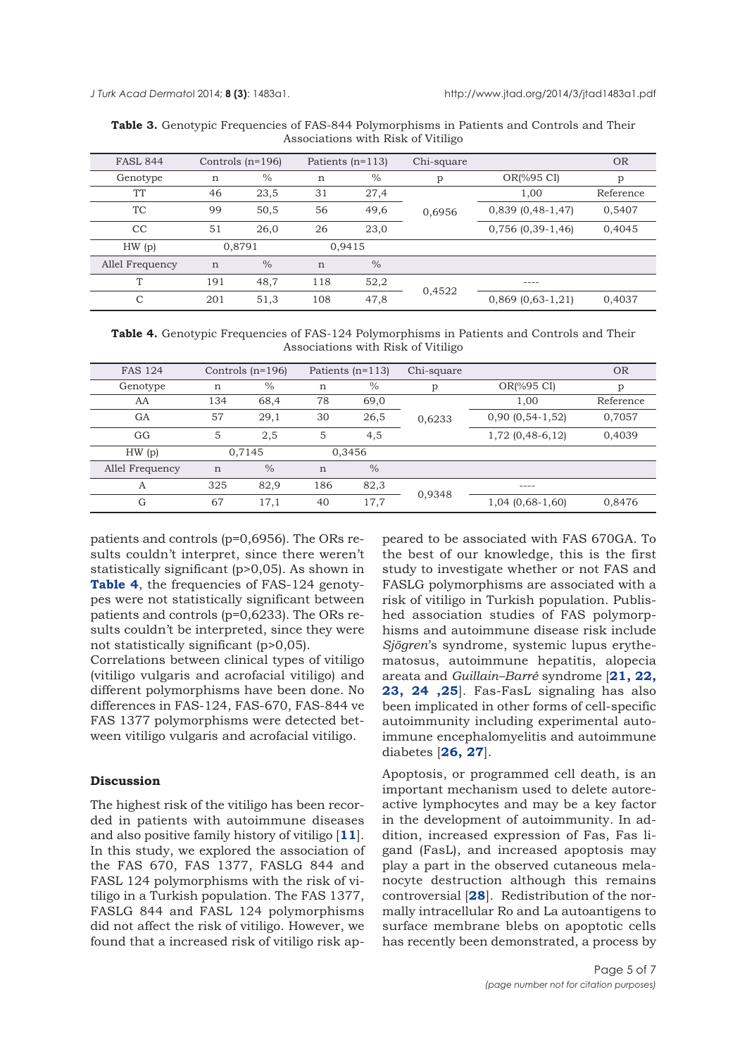**Table 3.** Genotypic Frequencies of FAS-844 Polymorphisms in Patients and Controls and Their Associations with Risk of Vitiligo

| FASL 844 | Controls (n=196) | | Patients (n=113) | | Chi-square | | OR |
|---|---|---|---|---|---|---|---|
| Genotype | n | % | n | % | p | OR(%95 CI) | p |
| TT | 46 | 23,5 | 31 | 27,4 | 0,6956 | 1,00 | Reference |
| TC | 99 | 50,5 | 56 | 49,6 | | 0,839 (0,48-1,47) | 0,5407 |
| CC | 51 | 26,0 | 26 | 23,0 | | 0,756 (0,39-1,46) | 0,4045 |
| HW (p) | 0,8791 | | 0,9415 | | | | |
| Allel Frequency | n | % | n | % | | | |
| T | 191 | 48,7 | 118 | 52,2 | 0,4522 | ---- | |
| C | 201 | 51,3 | 108 | 47,8 | | 0,869 (0,63-1,21) | 0,4037 |

**Table 4.** Genotypic Frequencies of FAS-124 Polymorphisms in Patients and Controls and Their Associations with Risk of Vitiligo

| FAS 124 | Controls (n=196) | | Patients (n=113) | | Chi-square | | OR |
|---|---|---|---|---|---|---|---|
| Genotype | n | % | n | % | p | OR(%95 CI) | p |
| AA | 134 | 68,4 | 78 | 69,0 | 0,6233 | 1,00 | Reference |
| GA | 57 | 29,1 | 30 | 26,5 | | 0,90 (0,54-1,52) | 0,7057 |
| GG | 5 | 2,5 | 5 | 4,5 | | 1,72 (0,48-6,12) | 0,4039 |
| HW (p) | 0,7145 | | 0,3456 | | | | |
| Allel Frequency | n | % | n | % | | | |
| A | 325 | 82,9 | 186 | 82,3 | 0,9348 | ---- | |
| G | 67 | 17,1 | 40 | 17,7 | | 1,04 (0,68-1,60) | 0,8476 |

patients and controls (p=0,6956). The ORs results couldn't interpret, since there weren't statistically significant (p>0,05). As shown in **Table 4**, the frequencies of FAS-124 genotypes were not statistically significant between patients and controls (p=0,6233). The ORs results couldn't be interpreted, since they were not statistically significant (p>0,05).

Correlations between clinical types of vitiligo (vitiligo vulgaris and acrofacial vitiligo) and different polymorphisms have been done. No differences in FAS-124, FAS-670, FAS-844 ve FAS 1377 polymorphisms were detected between vitiligo vulgaris and acrofacial vitiligo.

## Discussion

The highest risk of the vitiligo has been recorded in patients with autoimmune diseases and also positive family history of vitiligo [**11**]. In this study, we explored the association of the FAS 670, FAS 1377, FASLG 844 and FASL 124 polymorphisms with the risk of vitiligo in a Turkish population. The FAS 1377, FASLG 844 and FASL 124 polymorphisms did not affect the risk of vitiligo. However, we found that a increased risk of vitiligo risk appeared to be associated with FAS 670GA. To the best of our knowledge, this is the first study to investigate whether or not FAS and FASLG polymorphisms are associated with a risk of vitiligo in Turkish population. Published association studies of FAS polymorphisms and autoimmune disease risk include *Sjögren*'s syndrome, systemic lupus erythematosus, autoimmune hepatitis, alopecia areata and *Guillain–Barré* syndrome [**21, 22, 23, 24 ,25**]. Fas-FasL signaling has also been implicated in other forms of cell-specific autoimmunity including experimental autoimmune encephalomyelitis and autoimmune diabetes [**26, 27**].

Apoptosis, or programmed cell death, is an important mechanism used to delete autoreactive lymphocytes and may be a key factor in the development of autoimmunity. In addition, increased expression of Fas, Fas ligand (FasL), and increased apoptosis may play a part in the observed cutaneous melanocyte destruction although this remains controversial [**28**]. Redistribution of the normally intracellular Ro and La autoantigens to surface membrane blebs on apoptotic cells has recently been demonstrated, a process by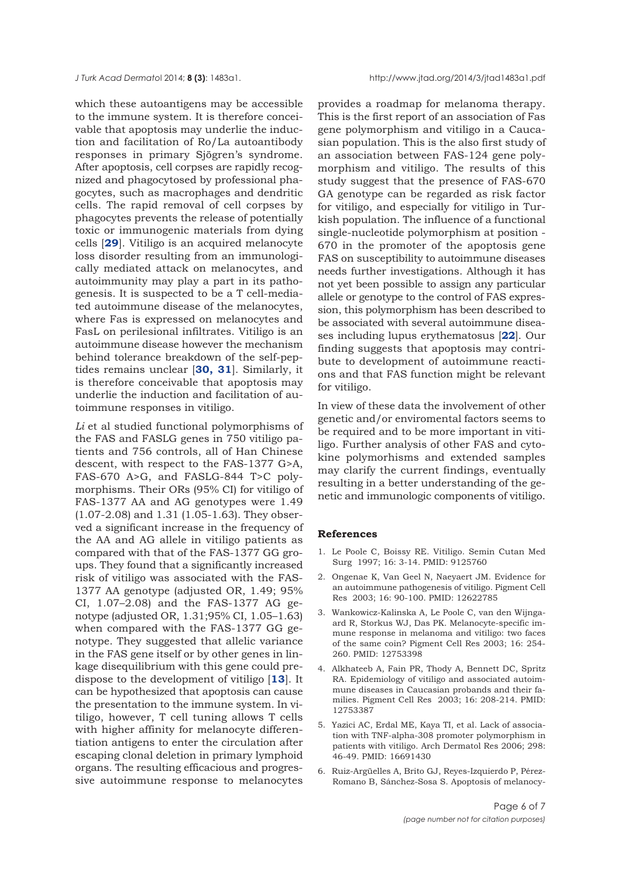which these autoantigens may be accessible to the immune system. It is therefore conceivable that apoptosis may underlie the induction and facilitation of Ro/La autoantibody responses in primary Sjögren's syndrome. After apoptosis, cell corpses are rapidly recognized and phagocytosed by professional phagocytes, such as macrophages and dendritic cells. The rapid removal of cell corpses by phagocytes prevents the release of potentially toxic or immunogenic materials from dying cells [**29**]. Vitiligo is an acquired melanocyte loss disorder resulting from an immunologically mediated attack on melanocytes, and autoimmunity may play a part in its pathogenesis. It is suspected to be a T cell-mediated autoimmune disease of the melanocytes, where Fas is expressed on melanocytes and FasL on perilesional infiltrates. Vitiligo is an autoimmune disease however the mechanism behind tolerance breakdown of the self-peptides remains unclear [**30, 31**]. Similarly, it is therefore conceivable that apoptosis may underlie the induction and facilitation of autoimmune responses in vitiligo.

*Li* et al studied functional polymorphisms of the FAS and FASLG genes in 750 vitiligo patients and 756 controls, all of Han Chinese descent, with respect to the FAS-1377 G>A, FAS-670 A>G, and FASLG-844 T>C polymorphisms. Their ORs (95% CI) for vitiligo of FAS-1377 AA and AG genotypes were 1.49 (1.07-2.08) and 1.31 (1.05-1.63). They observed a significant increase in the frequency of the AA and AG allele in vitiligo patients as compared with that of the FAS-1377 GG groups. They found that a significantly increased risk of vitiligo was associated with the FAS-1377 AA genotype (adjusted OR, 1.49; 95% CI, 1.07–2.08) and the FAS-1377 AG genotype (adjusted OR, 1.31;95% CI, 1.05–1.63) when compared with the FAS-1377 GG genotype. They suggested that allelic variance in the FAS gene itself or by other genes in linkage disequilibrium with this gene could predispose to the development of vitiligo [**13**]. It can be hypothesized that apoptosis can cause the presentation to the immune system. In vitiligo, however, T cell tuning allows T cells with higher affinity for melanocyte differentiation antigens to enter the circulation after escaping clonal deletion in primary lymphoid organs. The resulting efficacious and progressive autoimmune response to melanocytes provides a roadmap for melanoma therapy. This is the first report of an association of Fas gene polymorphism and vitiligo in a Caucasian population. This is the also first study of an association between FAS-124 gene polymorphism and vitiligo. The results of this study suggest that the presence of FAS-670 GA genotype can be regarded as risk factor for vitiligo, and especially for vitiligo in Turkish population. The influence of a functional single-nucleotide polymorphism at position -670 in the promoter of the apoptosis gene FAS on susceptibility to autoimmune diseases needs further investigations. Although it has not yet been possible to assign any particular allele or genotype to the control of FAS expression, this polymorphism has been described to be associated with several autoimmune diseases including lupus erythematosus [**22**]. Our finding suggests that apoptosis may contribute to development of autoimmune reactions and that FAS function might be relevant for vitiligo.

In view of these data the involvement of other genetic and/or enviromental factors seems to be required and to be more important in vitiligo. Further analysis of other FAS and cytokine polymorhisms and extended samples may clarify the current findings, eventually resulting in a better understanding of the genetic and immunologic components of vitiligo.

## References

1. Le Poole C, Boissy RE. Vitiligo. Semin Cutan Med Surg 1997; 16: 3-14. PMID: 9125760
2. Ongenae K, Van Geel N, Naeyaert JM. Evidence for an autoimmune pathogenesis of vitiligo. Pigment Cell Res 2003; 16: 90-100. PMID: 12622785
3. Wankowicz-Kalinska A, Le Poole C, van den Wijngaard R, Storkus WJ, Das PK. Melanocyte-specific immune response in melanoma and vitiligo: two faces of the same coin? Pigment Cell Res 2003; 16: 254-260. PMID: 12753398
4. Alkhateeb A, Fain PR, Thody A, Bennett DC, Spritz RA. Epidemiology of vitiligo and associated autoimmune diseases in Caucasian probands and their families. Pigment Cell Res 2003; 16: 208-214. PMID: 12753387
5. Yazici AC, Erdal ME, Kaya TI, et al. Lack of association with TNF-alpha-308 promoter polymorphism in patients with vitiligo. Arch Dermatol Res 2006; 298: 46-49. PMID: 16691430
6. Ruiz-Argüelles A, Brito GJ, Reyes-Izquierdo P, Pérez-Romano B, Sánchez-Sosa S. Apoptosis of melanocy-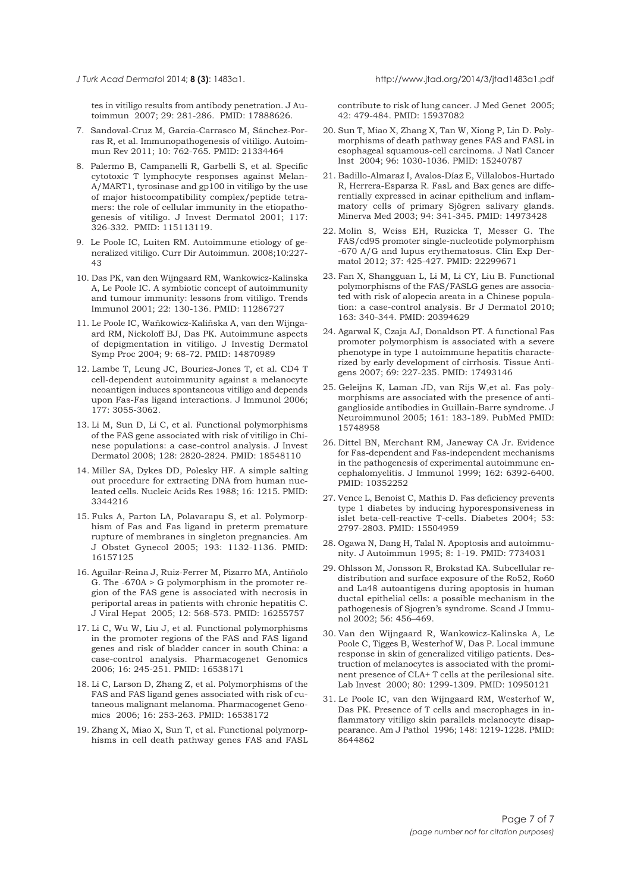tes in vitiligo results from antibody penetration. J Autoimmun 2007; 29: 281-286. PMID: 17888626.

7. Sandoval-Cruz M, García-Carrasco M, Sánchez-Porras R, et al. Immunopathogenesis of vitiligo. Autoimmun Rev 2011; 10: 762-765. PMID: 21334464

8. Palermo B, Campanelli R, Garbelli S, et al. Specific cytotoxic T lymphocyte responses against Melan-A/MART1, tyrosinase and gp100 in vitiligo by the use of major histocompatibility complex/peptide tetramers: the role of cellular immunity in the etiopathogenesis of vitiligo. J Invest Dermatol 2001; 117: 326-332. PMID: 115113119.

9. Le Poole IC, Luiten RM. Autoimmune etiology of generalized vitiligo. Curr Dir Autoimmun. 2008;10:227-43

10. Das PK, van den Wijngaard RM, Wankowicz-Kalinska A, Le Poole IC. A symbiotic concept of autoimmunity and tumour immunity: lessons from vitiligo. Trends Immunol 2001; 22: 130-136. PMID: 11286727

11. Le Poole IC, Wañkowicz-Kaliñska A, van den Wijngaard RM, Nickoloff BJ, Das PK. Autoimmune aspects of depigmentation in vitiligo. J Investig Dermatol Symp Proc 2004; 9: 68-72. PMID: 14870989

12. Lambe T, Leung JC, Bouriez-Jones T, et al. CD4 T cell-dependent autoimmunity against a melanocyte neoantigen induces spontaneous vitiligo and depends upon Fas-Fas ligand interactions. J Immunol 2006; 177: 3055-3062.

13. Li M, Sun D, Li C, et al. Functional polymorphisms of the FAS gene associated with risk of vitiligo in Chinese populations: a case-control analysis. J Invest Dermatol 2008; 128: 2820-2824. PMID: 18548110

14. Miller SA, Dykes DD, Polesky HF. A simple salting out procedure for extracting DNA from human nucleated cells. Nucleic Acids Res 1988; 16: 1215. PMID: 3344216

15. Fuks A, Parton LA, Polavarapu S, et al. Polymorphism of Fas and Fas ligand in preterm premature rupture of membranes in singleton pregnancies. Am J Obstet Gynecol 2005; 193: 1132-1136. PMID: 16157125

16. Aguilar-Reina J, Ruiz-Ferrer M, Pizarro MA, Antiñolo G. The -670A > G polymorphism in the promoter region of the FAS gene is associated with necrosis in periportal areas in patients with chronic hepatitis C. J Viral Hepat 2005; 12: 568-573. PMID: 16255757

17. Li C, Wu W, Liu J, et al. Functional polymorphisms in the promoter regions of the FAS and FAS ligand genes and risk of bladder cancer in south China: a case-control analysis. Pharmacogenet Genomics 2006; 16: 245-251. PMID: 16538171

18. Li C, Larson D, Zhang Z, et al. Polymorphisms of the FAS and FAS ligand genes associated with risk of cutaneous malignant melanoma. Pharmacogenet Genomics 2006; 16: 253-263. PMID: 16538172

19. Zhang X, Miao X, Sun T, et al. Functional polymorphisms in cell death pathway genes FAS and FASL contribute to risk of lung cancer. J Med Genet 2005; 42: 479-484. PMID: 15937082

20. Sun T, Miao X, Zhang X, Tan W, Xiong P, Lin D. Polymorphisms of death pathway genes FAS and FASL in esophageal squamous-cell carcinoma. J Natl Cancer Inst 2004; 96: 1030-1036. PMID: 15240787

21. Badillo-Almaraz I, Avalos-Díaz E, Villalobos-Hurtado R, Herrera-Esparza R. FasL and Bax genes are differentially expressed in acinar epithelium and inflammatory cells of primary Sjögren salivary glands. Minerva Med 2003; 94: 341-345. PMID: 14973428

22. Molin S, Weiss EH, Ruzicka T, Messer G. The FAS/cd95 promoter single-nucleotide polymorphism -670 A/G and lupus erythematosus. Clin Exp Dermatol 2012; 37: 425-427. PMID: 22299671

23. Fan X, Shangguan L, Li M, Li CY, Liu B. Functional polymorphisms of the FAS/FASLG genes are associated with risk of alopecia areata in a Chinese population: a case-control analysis. Br J Dermatol 2010; 163: 340-344. PMID: 20394629

24. Agarwal K, Czaja AJ, Donaldson PT. A functional Fas promoter polymorphism is associated with a severe phenotype in type 1 autoimmune hepatitis characterized by early development of cirrhosis. Tissue Antigens 2007; 69: 227-235. PMID: 17493146

25. Geleijns K, Laman JD, van Rijs W,et al. Fas polymorphisms are associated with the presence of antiganglioside antibodies in Guillain-Barre syndrome. J Neuroimmunol 2005; 161: 183-189. PubMed PMID: 15748958

26. Dittel BN, Merchant RM, Janeway CA Jr. Evidence for Fas-dependent and Fas-independent mechanisms in the pathogenesis of experimental autoimmune encephalomyelitis. J Immunol 1999; 162: 6392-6400. PMID: 10352252

27. Vence L, Benoist C, Mathis D. Fas deficiency prevents type 1 diabetes by inducing hyporesponsiveness in islet beta-cell-reactive T-cells. Diabetes 2004; 53: 2797-2803. PMID: 15504959

28. Ogawa N, Dang H, Talal N. Apoptosis and autoimmunity. J Autoimmun 1995; 8: 1-19. PMID: 7734031

29. Ohlsson M, Jonsson R, Brokstad KA. Subcellular redistribution and surface exposure of the Ro52, Ro60 and La48 autoantigens during apoptosis in human ductal epithelial cells: a possible mechanism in the pathogenesis of Sjogren's syndrome. Scand J Immunol 2002; 56: 456–469.

30. Van den Wijngaard R, Wankowicz-Kalinska A, Le Poole C, Tigges B, Westerhof W, Das P. Local immune response in skin of generalized vitiligo patients. Destruction of melanocytes is associated with the prominent presence of CLA+ T cells at the perilesional site. Lab Invest 2000; 80: 1299-1309. PMID: 10950121

31. Le Poole IC, van den Wijngaard RM, Westerhof W, Das PK. Presence of T cells and macrophages in inflammatory vitiligo skin parallels melanocyte disappearance. Am J Pathol 1996; 148: 1219-1228. PMID: 8644862